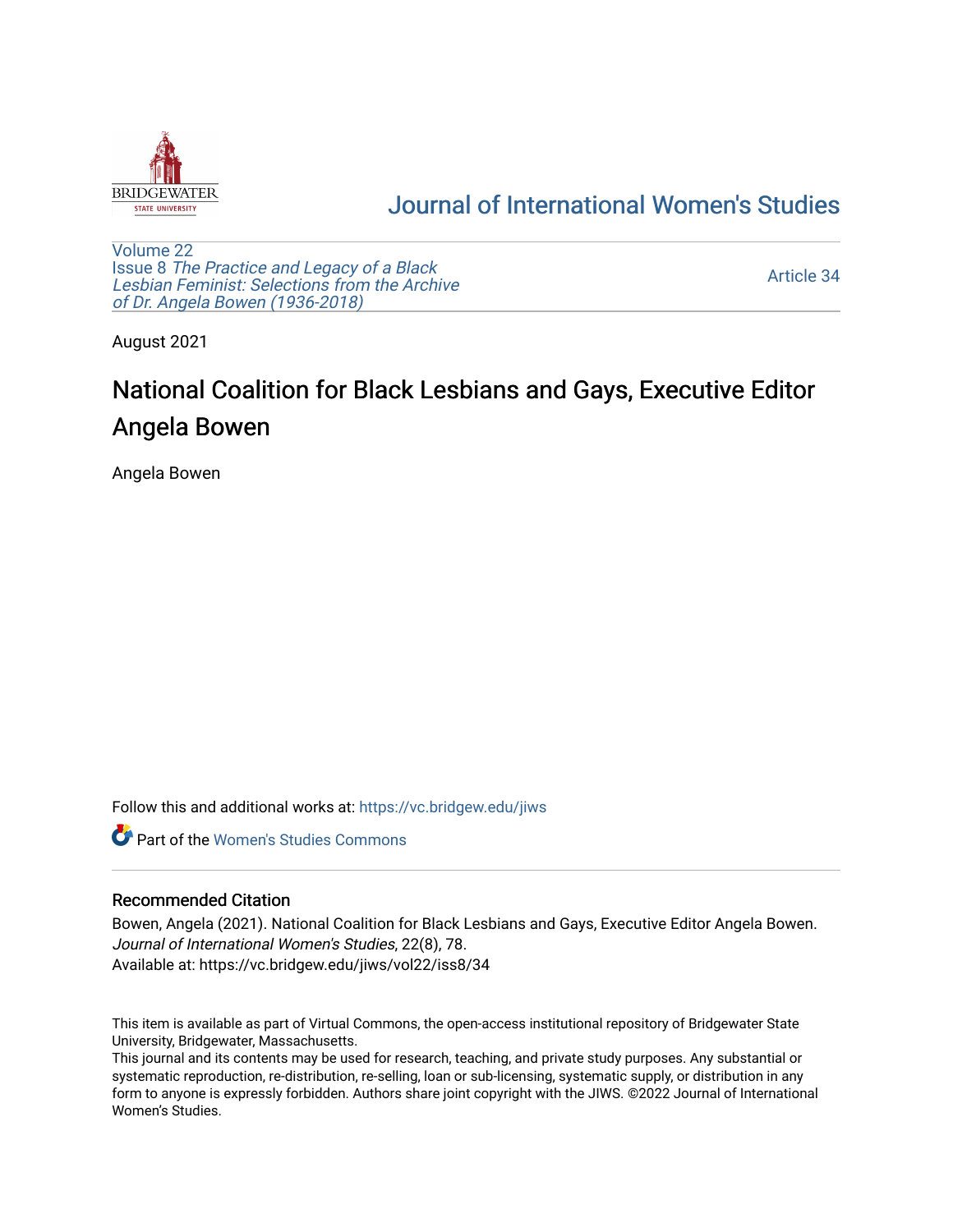BRIDGEWATER STATE UNIVERSITY

# Journal of International Women's Studies

Volume 22
Issue 8 *The Practice and Legacy of a Black Lesbian Feminist: Selections from the Archive of Dr. Angela Bowen (1936-2018)*

Article 34

August 2021

# National Coalition for Black Lesbians and Gays, Executive Editor Angela Bowen

Angela Bowen

Follow this and additional works at: https://vc.bridgew.edu/jiws

Part of the Women's Studies Commons

## Recommended Citation

Bowen, Angela (2021). National Coalition for Black Lesbians and Gays, Executive Editor Angela Bowen. *Journal of International Women's Studies*, 22(8), 78.
Available at: https://vc.bridgew.edu/jiws/vol22/iss8/34

This item is available as part of Virtual Commons, the open-access institutional repository of Bridgewater State University, Bridgewater, Massachusetts.
This journal and its contents may be used for research, teaching, and private study purposes. Any substantial or systematic reproduction, re-distribution, re-selling, loan or sub-licensing, systematic supply, or distribution in any form to anyone is expressly forbidden. Authors share joint copyright with the JIWS. ©2022 Journal of International Women's Studies.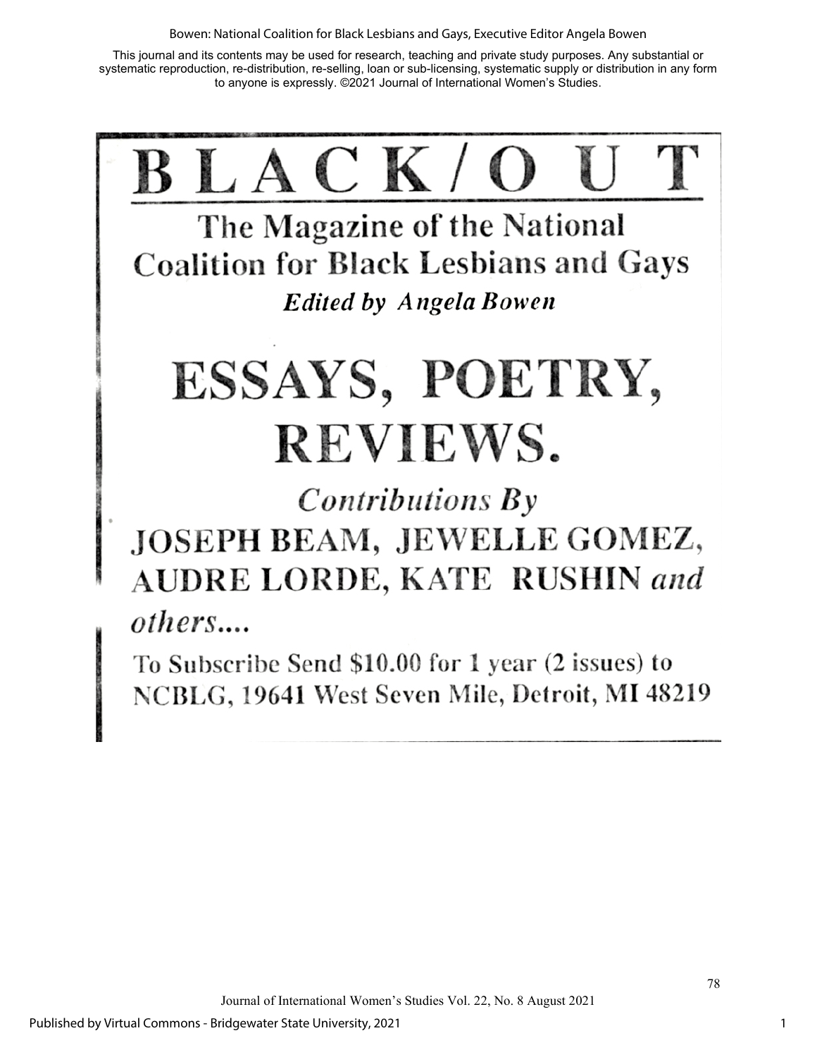# BLACK/OUT

## The Magazine of the National Coalition for Black Lesbians and Gays

***Edited by Angela Bowen***

# ESSAYS, POETRY, REVIEWS.

*Contributions By*

**JOSEPH BEAM, JEWELLE GOMEZ, AUDRE LORDE, KATE RUSHIN** *and others....*

To Subscribe Send $10.00 for 1 year (2 issues) to NCBLG, 19641 West Seven Mile, Detroit, MI 48219